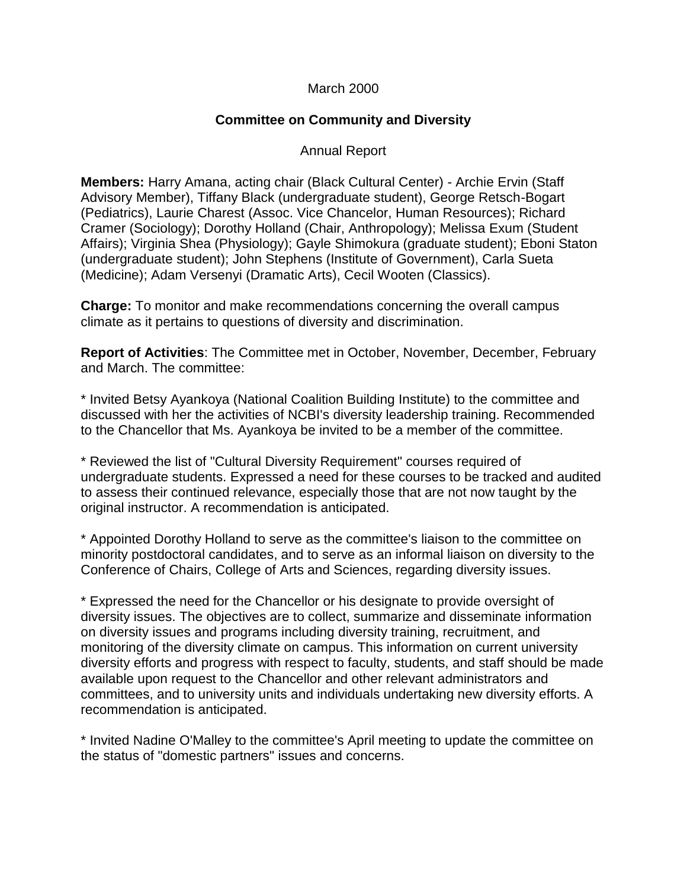March 2000

**Committee on Community and Diversity**

Annual Report

**Members:** Harry Amana, acting chair (Black Cultural Center) - Archie Ervin (Staff Advisory Member), Tiffany Black (undergraduate student), George Retsch-Bogart (Pediatrics), Laurie Charest (Assoc. Vice Chancelor, Human Resources); Richard Cramer (Sociology); Dorothy Holland (Chair, Anthropology); Melissa Exum (Student Affairs); Virginia Shea (Physiology); Gayle Shimokura (graduate student); Eboni Staton (undergraduate student); John Stephens (Institute of Government), Carla Sueta (Medicine); Adam Versenyi (Dramatic Arts), Cecil Wooten (Classics).

**Charge:** To monitor and make recommendations concerning the overall campus climate as it pertains to questions of diversity and discrimination.

**Report of Activities**: The Committee met in October, November, December, February and March. The committee:

* Invited Betsy Ayankoya (National Coalition Building Institute) to the committee and discussed with her the activities of NCBI's diversity leadership training. Recommended to the Chancellor that Ms. Ayankoya be invited to be a member of the committee.

* Reviewed the list of "Cultural Diversity Requirement" courses required of undergraduate students. Expressed a need for these courses to be tracked and audited to assess their continued relevance, especially those that are not now taught by the original instructor. A recommendation is anticipated.

* Appointed Dorothy Holland to serve as the committee's liaison to the committee on minority postdoctoral candidates, and to serve as an informal liaison on diversity to the Conference of Chairs, College of Arts and Sciences, regarding diversity issues.

* Expressed the need for the Chancellor or his designate to provide oversight of diversity issues. The objectives are to collect, summarize and disseminate information on diversity issues and programs including diversity training, recruitment, and monitoring of the diversity climate on campus. This information on current university diversity efforts and progress with respect to faculty, students, and staff should be made available upon request to the Chancellor and other relevant administrators and committees, and to university units and individuals undertaking new diversity efforts. A recommendation is anticipated.

* Invited Nadine O'Malley to the committee's April meeting to update the committee on the status of "domestic partners" issues and concerns.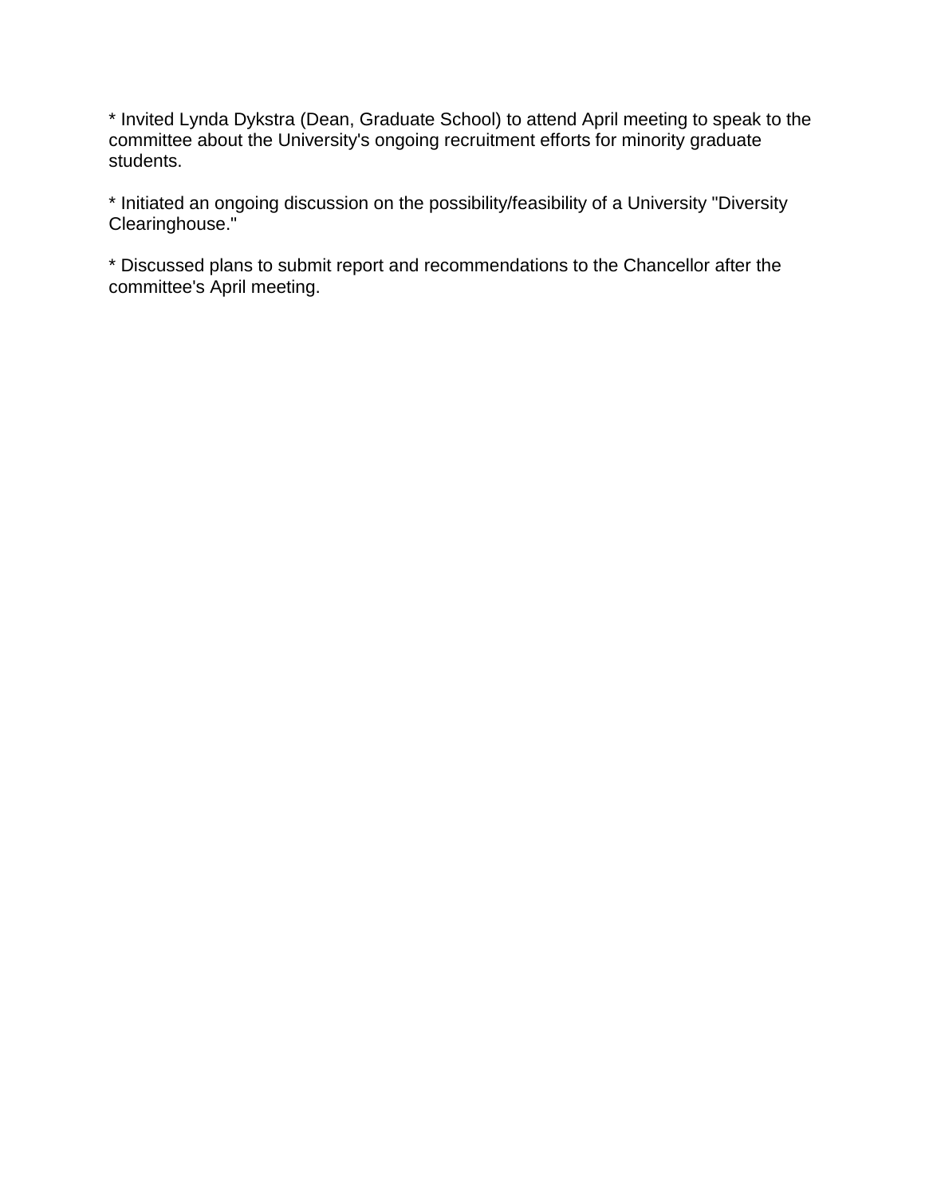* Invited Lynda Dykstra (Dean, Graduate School) to attend April meeting to speak to the committee about the University's ongoing recruitment efforts for minority graduate students.

* Initiated an ongoing discussion on the possibility/feasibility of a University "Diversity Clearinghouse."

* Discussed plans to submit report and recommendations to the Chancellor after the committee's April meeting.